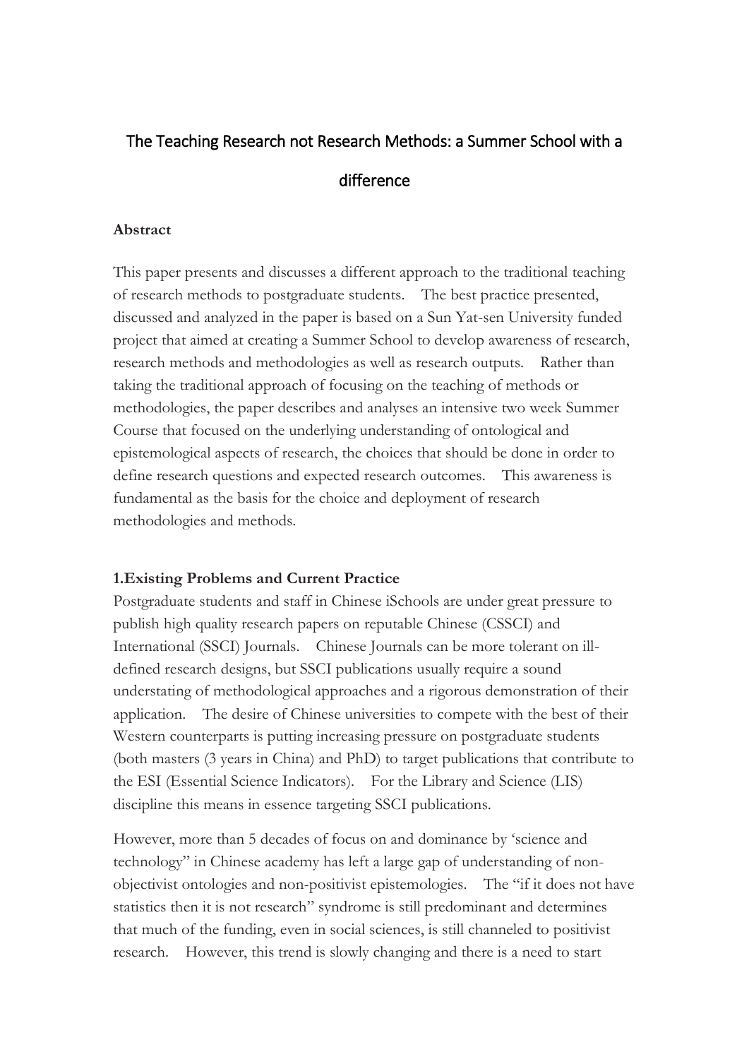# The Teaching Research not Research Methods: a Summer School with a difference

**Abstract**

This paper presents and discusses a different approach to the traditional teaching of research methods to postgraduate students. The best practice presented, discussed and analyzed in the paper is based on a Sun Yat-sen University funded project that aimed at creating a Summer School to develop awareness of research, research methods and methodologies as well as research outputs. Rather than taking the traditional approach of focusing on the teaching of methods or methodologies, the paper describes and analyses an intensive two week Summer Course that focused on the underlying understanding of ontological and epistemological aspects of research, the choices that should be done in order to define research questions and expected research outcomes. This awareness is fundamental as the basis for the choice and deployment of research methodologies and methods.

**1.Existing Problems and Current Practice**

Postgraduate students and staff in Chinese iSchools are under great pressure to publish high quality research papers on reputable Chinese (CSSCI) and International (SSCI) Journals. Chinese Journals can be more tolerant on ill-defined research designs, but SSCI publications usually require a sound understating of methodological approaches and a rigorous demonstration of their application. The desire of Chinese universities to compete with the best of their Western counterparts is putting increasing pressure on postgraduate students (both masters (3 years in China) and PhD) to target publications that contribute to the ESI (Essential Science Indicators). For the Library and Science (LIS) discipline this means in essence targeting SSCI publications.

However, more than 5 decades of focus on and dominance by 'science and technology" in Chinese academy has left a large gap of understanding of non-objectivist ontologies and non-positivist epistemologies. The "if it does not have statistics then it is not research" syndrome is still predominant and determines that much of the funding, even in social sciences, is still channeled to positivist research. However, this trend is slowly changing and there is a need to start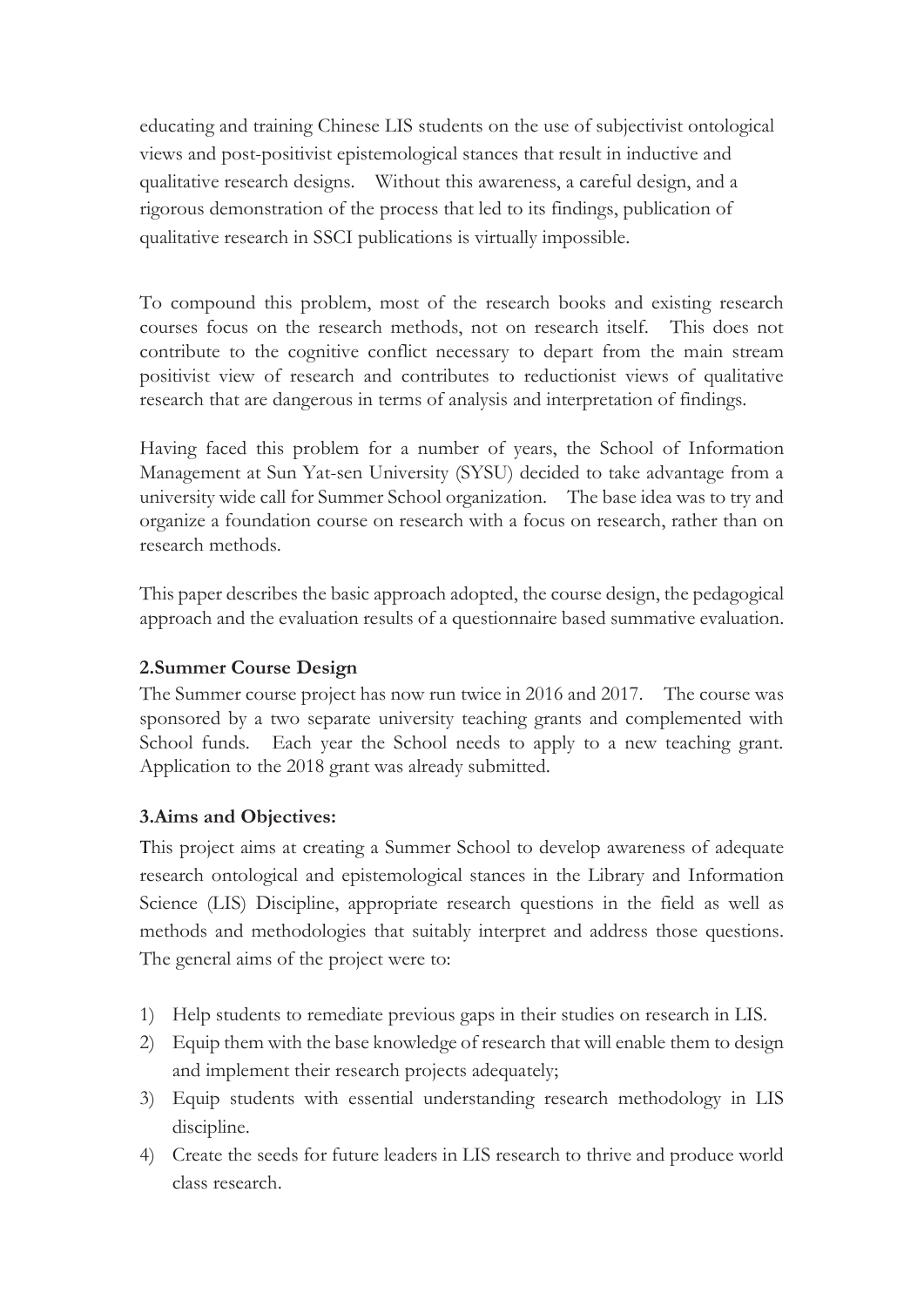educating and training Chinese LIS students on the use of subjectivist ontological views and post-positivist epistemological stances that result in inductive and qualitative research designs. Without this awareness, a careful design, and a rigorous demonstration of the process that led to its findings, publication of qualitative research in SSCI publications is virtually impossible.

To compound this problem, most of the research books and existing research courses focus on the research methods, not on research itself. This does not contribute to the cognitive conflict necessary to depart from the main stream positivist view of research and contributes to reductionist views of qualitative research that are dangerous in terms of analysis and interpretation of findings.

Having faced this problem for a number of years, the School of Information Management at Sun Yat-sen University (SYSU) decided to take advantage from a university wide call for Summer School organization. The base idea was to try and organize a foundation course on research with a focus on research, rather than on research methods.

This paper describes the basic approach adopted, the course design, the pedagogical approach and the evaluation results of a questionnaire based summative evaluation.

## 2.Summer Course Design

The Summer course project has now run twice in 2016 and 2017. The course was sponsored by a two separate university teaching grants and complemented with School funds. Each year the School needs to apply to a new teaching grant. Application to the 2018 grant was already submitted.

## 3.Aims and Objectives:

This project aims at creating a Summer School to develop awareness of adequate research ontological and epistemological stances in the Library and Information Science (LIS) Discipline, appropriate research questions in the field as well as methods and methodologies that suitably interpret and address those questions. The general aims of the project were to:

1) Help students to remediate previous gaps in their studies on research in LIS.
2) Equip them with the base knowledge of research that will enable them to design and implement their research projects adequately;
3) Equip students with essential understanding research methodology in LIS discipline.
4) Create the seeds for future leaders in LIS research to thrive and produce world class research.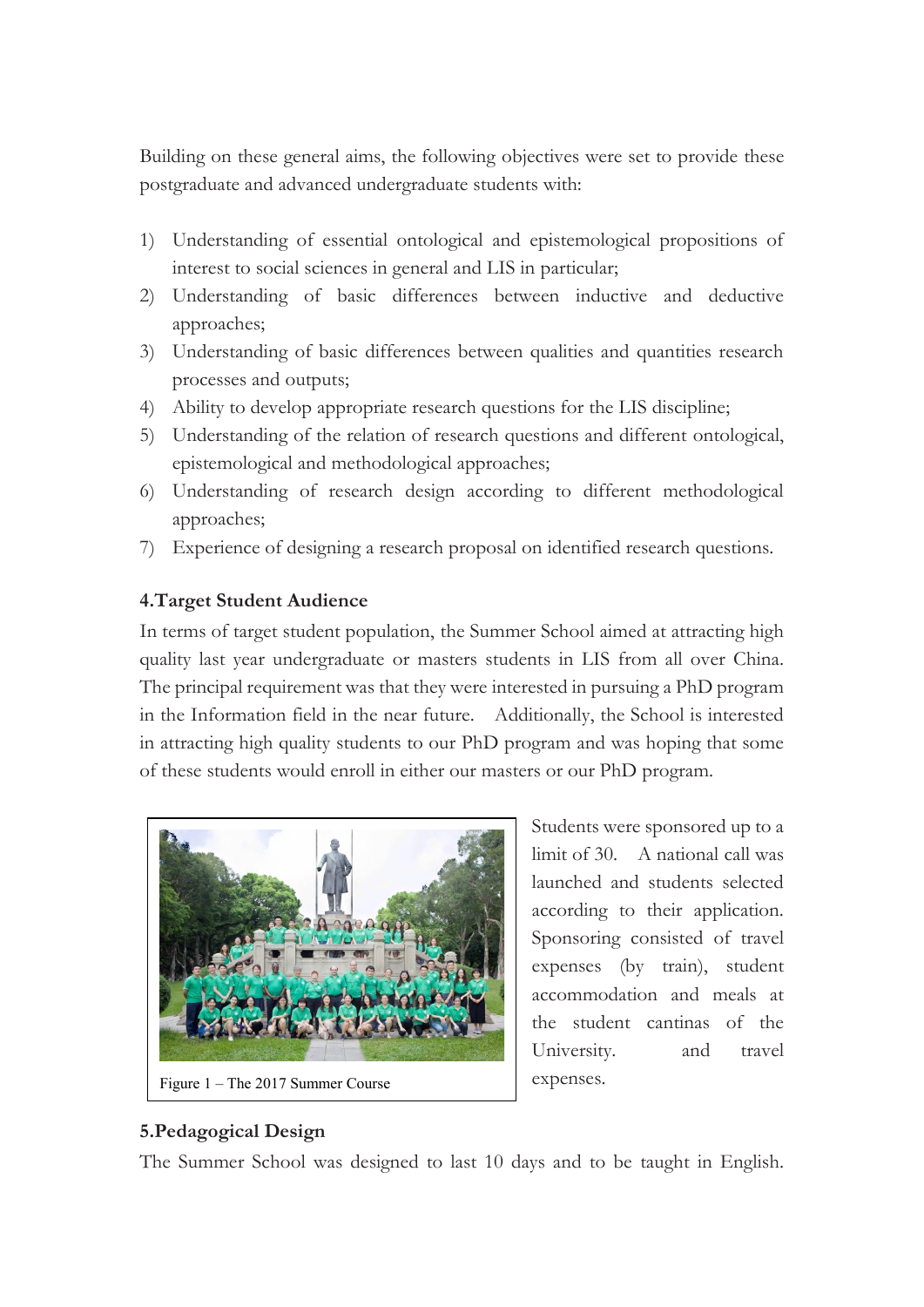Building on these general aims, the following objectives were set to provide these postgraduate and advanced undergraduate students with:

1) Understanding of essential ontological and epistemological propositions of interest to social sciences in general and LIS in particular;
2) Understanding of basic differences between inductive and deductive approaches;
3) Understanding of basic differences between qualities and quantities research processes and outputs;
4) Ability to develop appropriate research questions for the LIS discipline;
5) Understanding of the relation of research questions and different ontological, epistemological and methodological approaches;
6) Understanding of research design according to different methodological approaches;
7) Experience of designing a research proposal on identified research questions.

**4.Target Student Audience**

In terms of target student population, the Summer School aimed at attracting high quality last year undergraduate or masters students in LIS from all over China. The principal requirement was that they were interested in pursuing a PhD program in the Information field in the near future. Additionally, the School is interested in attracting high quality students to our PhD program and was hoping that some of these students would enroll in either our masters or our PhD program.

Figure 1 – The 2017 Summer Course

Students were sponsored up to a limit of 30. A national call was launched and students selected according to their application. Sponsoring consisted of travel expenses (by train), student accommodation and meals at the student cantinas of the University. and travel expenses.

**5.Pedagogical Design**

The Summer School was designed to last 10 days and to be taught in English.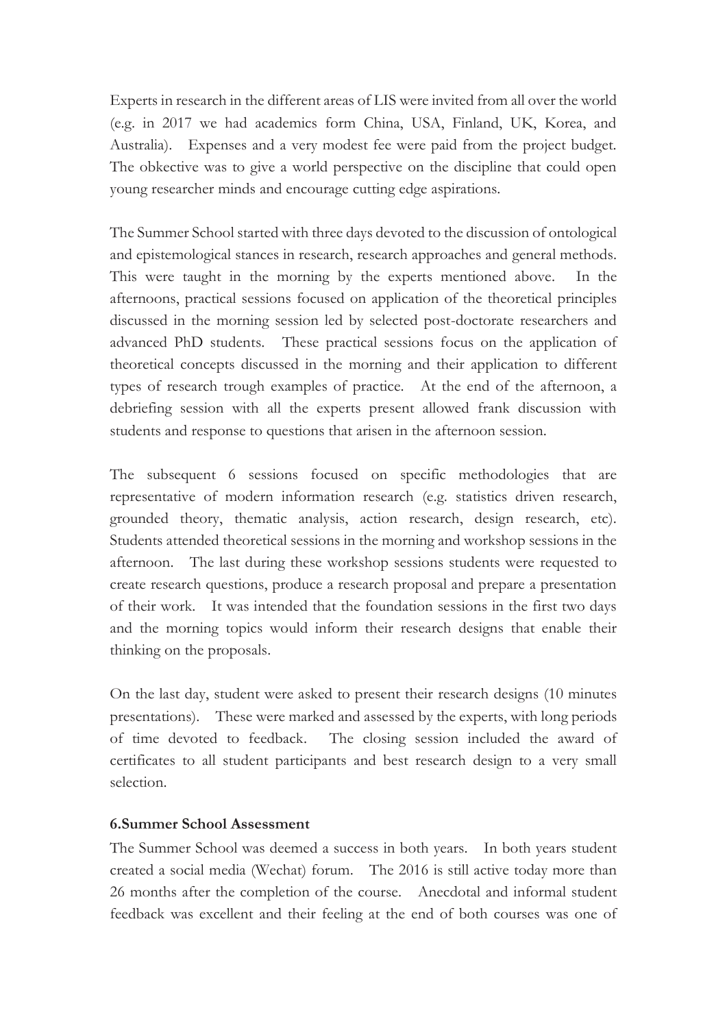Experts in research in the different areas of LIS were invited from all over the world (e.g. in 2017 we had academics form China, USA, Finland, UK, Korea, and Australia). Expenses and a very modest fee were paid from the project budget. The obkective was to give a world perspective on the discipline that could open young researcher minds and encourage cutting edge aspirations.

The Summer School started with three days devoted to the discussion of ontological and epistemological stances in research, research approaches and general methods. This were taught in the morning by the experts mentioned above. In the afternoons, practical sessions focused on application of the theoretical principles discussed in the morning session led by selected post-doctorate researchers and advanced PhD students. These practical sessions focus on the application of theoretical concepts discussed in the morning and their application to different types of research trough examples of practice. At the end of the afternoon, a debriefing session with all the experts present allowed frank discussion with students and response to questions that arisen in the afternoon session.

The subsequent 6 sessions focused on specific methodologies that are representative of modern information research (e.g. statistics driven research, grounded theory, thematic analysis, action research, design research, etc). Students attended theoretical sessions in the morning and workshop sessions in the afternoon. The last during these workshop sessions students were requested to create research questions, produce a research proposal and prepare a presentation of their work. It was intended that the foundation sessions in the first two days and the morning topics would inform their research designs that enable their thinking on the proposals.

On the last day, student were asked to present their research designs (10 minutes presentations). These were marked and assessed by the experts, with long periods of time devoted to feedback. The closing session included the award of certificates to all student participants and best research design to a very small selection.

**6.Summer School Assessment**

The Summer School was deemed a success in both years. In both years student created a social media (Wechat) forum. The 2016 is still active today more than 26 months after the completion of the course. Anecdotal and informal student feedback was excellent and their feeling at the end of both courses was one of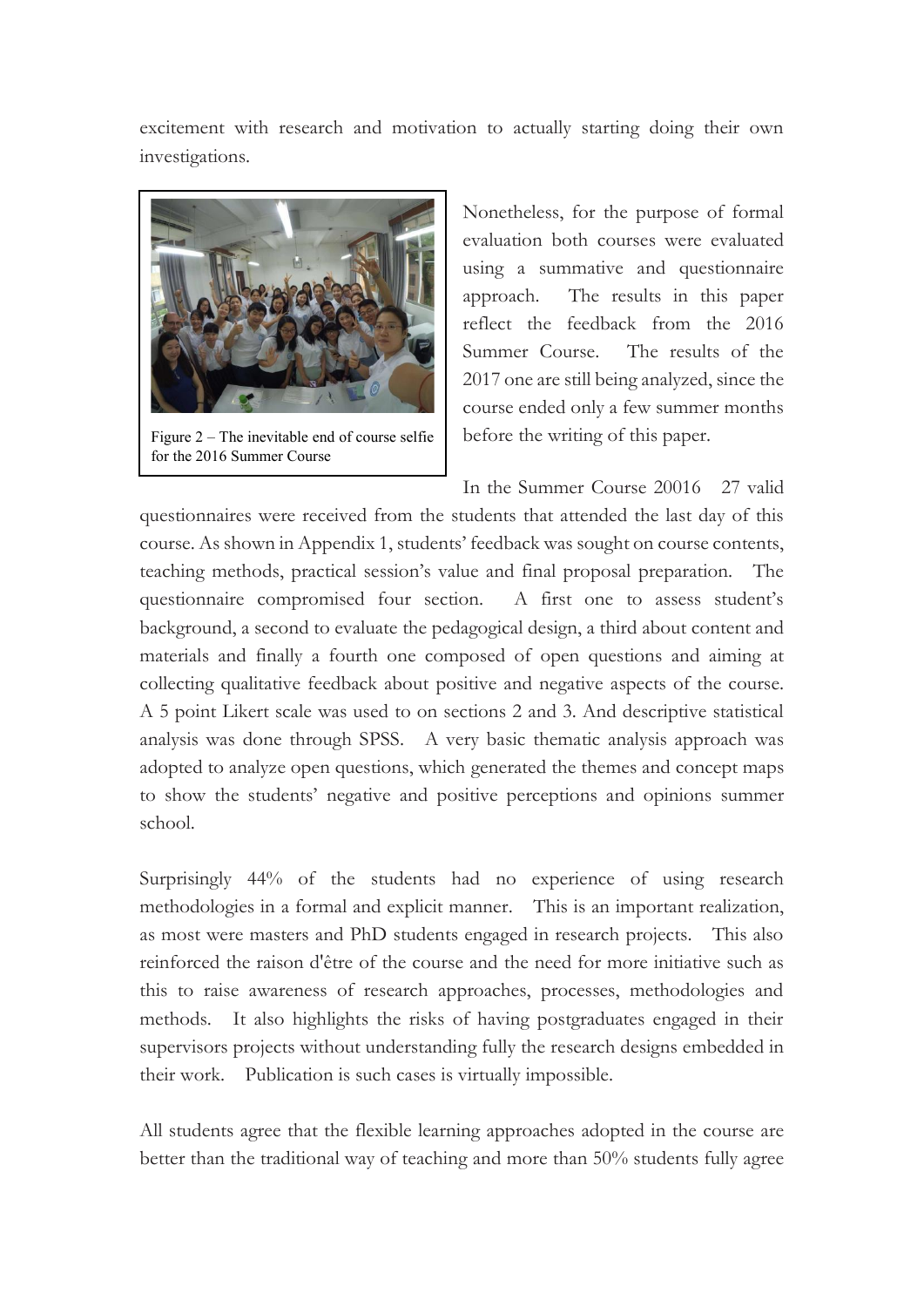excitement with research and motivation to actually starting doing their own investigations.

Figure 2 – The inevitable end of course selfie for the 2016 Summer Course

Nonetheless, for the purpose of formal evaluation both courses were evaluated using a summative and questionnaire approach. The results in this paper reflect the feedback from the 2016 Summer Course. The results of the 2017 one are still being analyzed, since the course ended only a few summer months before the writing of this paper.

In the Summer Course 20016 27 valid questionnaires were received from the students that attended the last day of this course. As shown in Appendix 1, students' feedback was sought on course contents, teaching methods, practical session's value and final proposal preparation. The questionnaire compromised four section. A first one to assess student's background, a second to evaluate the pedagogical design, a third about content and materials and finally a fourth one composed of open questions and aiming at collecting qualitative feedback about positive and negative aspects of the course. A 5 point Likert scale was used to on sections 2 and 3. And descriptive statistical analysis was done through SPSS. A very basic thematic analysis approach was adopted to analyze open questions, which generated the themes and concept maps to show the students' negative and positive perceptions and opinions summer school.

Surprisingly 44% of the students had no experience of using research methodologies in a formal and explicit manner. This is an important realization, as most were masters and PhD students engaged in research projects. This also reinforced the raison d'être of the course and the need for more initiative such as this to raise awareness of research approaches, processes, methodologies and methods. It also highlights the risks of having postgraduates engaged in their supervisors projects without understanding fully the research designs embedded in their work. Publication is such cases is virtually impossible.

All students agree that the flexible learning approaches adopted in the course are better than the traditional way of teaching and more than 50% students fully agree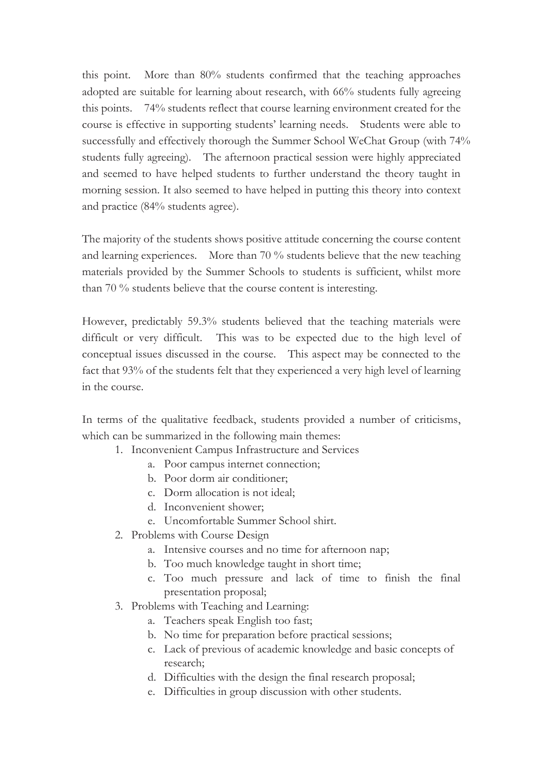this point. More than 80% students confirmed that the teaching approaches adopted are suitable for learning about research, with 66% students fully agreeing this points. 74% students reflect that course learning environment created for the course is effective in supporting students' learning needs. Students were able to successfully and effectively thorough the Summer School WeChat Group (with 74% students fully agreeing). The afternoon practical session were highly appreciated and seemed to have helped students to further understand the theory taught in morning session. It also seemed to have helped in putting this theory into context and practice (84% students agree).

The majority of the students shows positive attitude concerning the course content and learning experiences. More than 70 % students believe that the new teaching materials provided by the Summer Schools to students is sufficient, whilst more than 70 % students believe that the course content is interesting.

However, predictably 59.3% students believed that the teaching materials were difficult or very difficult. This was to be expected due to the high level of conceptual issues discussed in the course. This aspect may be connected to the fact that 93% of the students felt that they experienced a very high level of learning in the course.

In terms of the qualitative feedback, students provided a number of criticisms, which can be summarized in the following main themes:

1. Inconvenient Campus Infrastructure and Services
    a. Poor campus internet connection;
    b. Poor dorm air conditioner;
    c. Dorm allocation is not ideal;
    d. Inconvenient shower;
    e. Uncomfortable Summer School shirt.
2. Problems with Course Design
    a. Intensive courses and no time for afternoon nap;
    b. Too much knowledge taught in short time;
    c. Too much pressure and lack of time to finish the final presentation proposal;
3. Problems with Teaching and Learning:
    a. Teachers speak English too fast;
    b. No time for preparation before practical sessions;
    c. Lack of previous of academic knowledge and basic concepts of research;
    d. Difficulties with the design the final research proposal;
    e. Difficulties in group discussion with other students.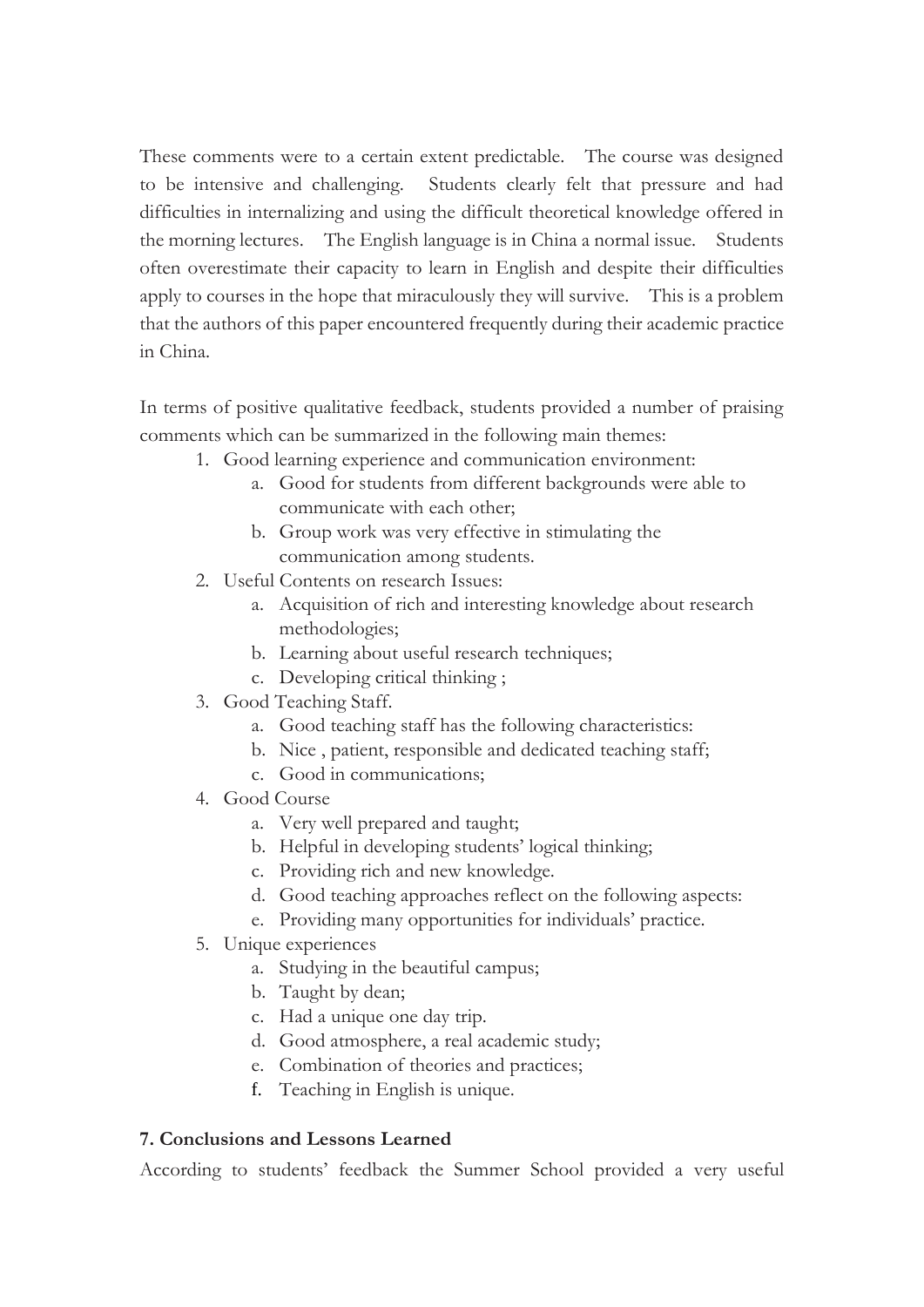These comments were to a certain extent predictable. The course was designed to be intensive and challenging. Students clearly felt that pressure and had difficulties in internalizing and using the difficult theoretical knowledge offered in the morning lectures. The English language is in China a normal issue. Students often overestimate their capacity to learn in English and despite their difficulties apply to courses in the hope that miraculously they will survive. This is a problem that the authors of this paper encountered frequently during their academic practice in China.

In terms of positive qualitative feedback, students provided a number of praising comments which can be summarized in the following main themes:

1. Good learning experience and communication environment:
   a. Good for students from different backgrounds were able to communicate with each other;
   b. Group work was very effective in stimulating the communication among students.
2. Useful Contents on research Issues:
   a. Acquisition of rich and interesting knowledge about research methodologies;
   b. Learning about useful research techniques;
   c. Developing critical thinking ;
3. Good Teaching Staff.
   a. Good teaching staff has the following characteristics:
   b. Nice , patient, responsible and dedicated teaching staff;
   c. Good in communications;
4. Good Course
   a. Very well prepared and taught;
   b. Helpful in developing students' logical thinking;
   c. Providing rich and new knowledge.
   d. Good teaching approaches reflect on the following aspects:
   e. Providing many opportunities for individuals' practice.
5. Unique experiences
   a. Studying in the beautiful campus;
   b. Taught by dean;
   c. Had a unique one day trip.
   d. Good atmosphere, a real academic study;
   e. Combination of theories and practices;
   f. Teaching in English is unique.

## 7. Conclusions and Lessons Learned

According to students' feedback the Summer School provided a very useful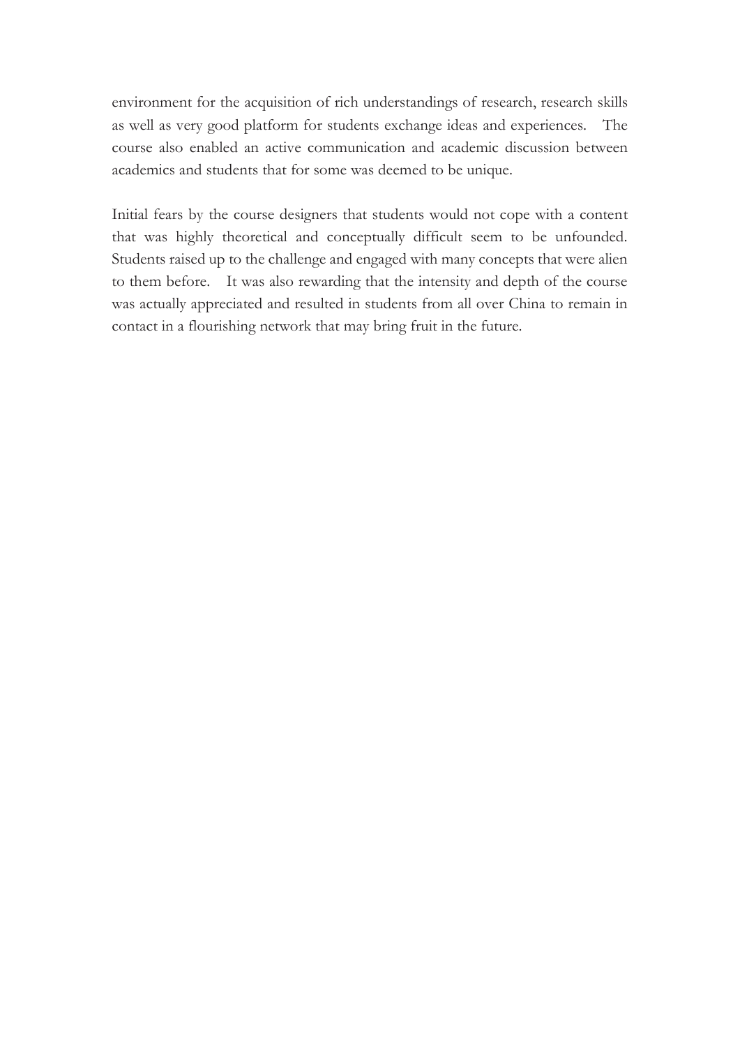environment for the acquisition of rich understandings of research, research skills as well as very good platform for students exchange ideas and experiences. The course also enabled an active communication and academic discussion between academics and students that for some was deemed to be unique.

Initial fears by the course designers that students would not cope with a content that was highly theoretical and conceptually difficult seem to be unfounded. Students raised up to the challenge and engaged with many concepts that were alien to them before. It was also rewarding that the intensity and depth of the course was actually appreciated and resulted in students from all over China to remain in contact in a flourishing network that may bring fruit in the future.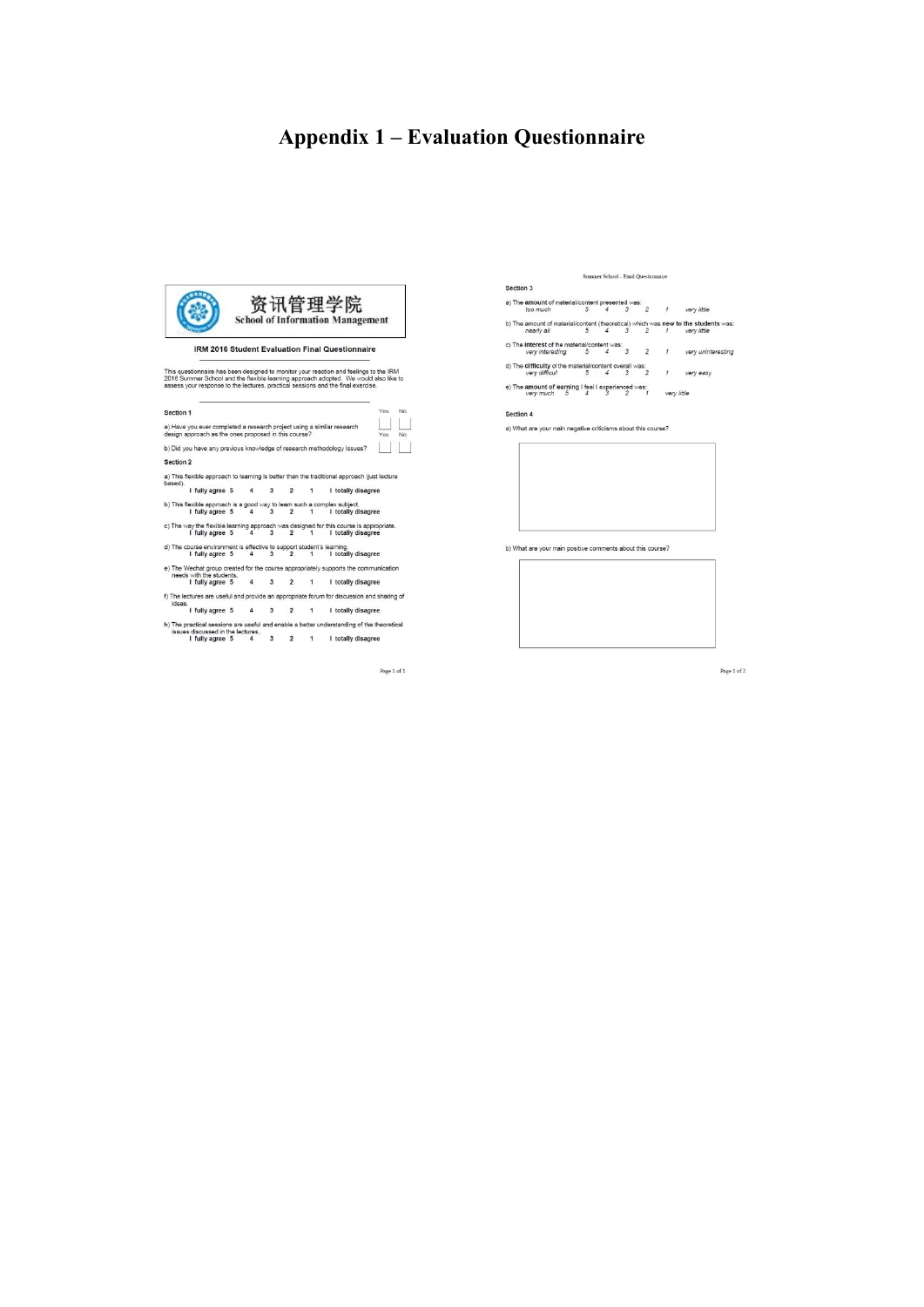# Appendix 1 – Evaluation Questionnaire

资讯管理学院
School of Information Management

**IRM 2016 Student Evaluation Final Questionnaire**

This questionnaire has been designed to monitor your reaction and feelings to the IRM 2016 Summer School and the flexible learning approach adopted. We would also like to assess your response to the lectures, practical sessions and the final exercise.

**Section 1**

| | Yes | No |
|---|---|---|
| a) Have you ever completed a research project using a similar research design approach as the ones proposed in this course? | ☐ | ☐ |
| b) Did you have any previous knowledge of research methodology issues? | ☐ | ☐ |

**Section 2**

a) This flexible approach to learning is better than the traditional approach (just lecture based).
I fully agree 5 4 3 2 1 I totally disagree

b) This flexible approach is a good way to learn such a complex subject.
I fully agree 5 4 3 2 1 I totally disagree

c) The way the flexible learning approach was designed for this course is appropriate.
I fully agree 5 4 3 2 1 I totally disagree

d) The course environment is effective to support student's learning.
I fully agree 5 4 3 2 1 I totally disagree

e) The Wechat group created for the course appropriately supports the communication needs with the students.
I fully agree 5 4 3 2 1 I totally disagree

f) The lectures are useful and provide an appropriate forum for discussion and sharing of ideas.
I fully agree 5 4 3 2 1 I totally disagree

h) The practical sessions are useful and enable a better understanding of the theoretical issues discussed in the lectures.
I fully agree 5 4 3 2 1 I totally disagree

Summer School - Final Questionnaire

**Section 3**

a) The **amount** of material/content presented was:
*too much* 5 4 3 2 1 *very little*

b) The amount of material/content (theoretical) which was **new to the students** was:
*nearly all* 5 4 3 2 1 *very little*

c) The **interest** of the material/content was:
*very interesting* 5 4 3 2 1 *very uninteresting*

d) The **difficulty** of the material/content overall was:
*very difficult* 5 4 3 2 1 *very easy*

e) The **amount of learning** I feel I experienced was:
*very much* 5 4 3 2 1 *very little*

**Section 4**

a) What are your main negative criticisms about this course?

b) What are your main positive comments about this course?